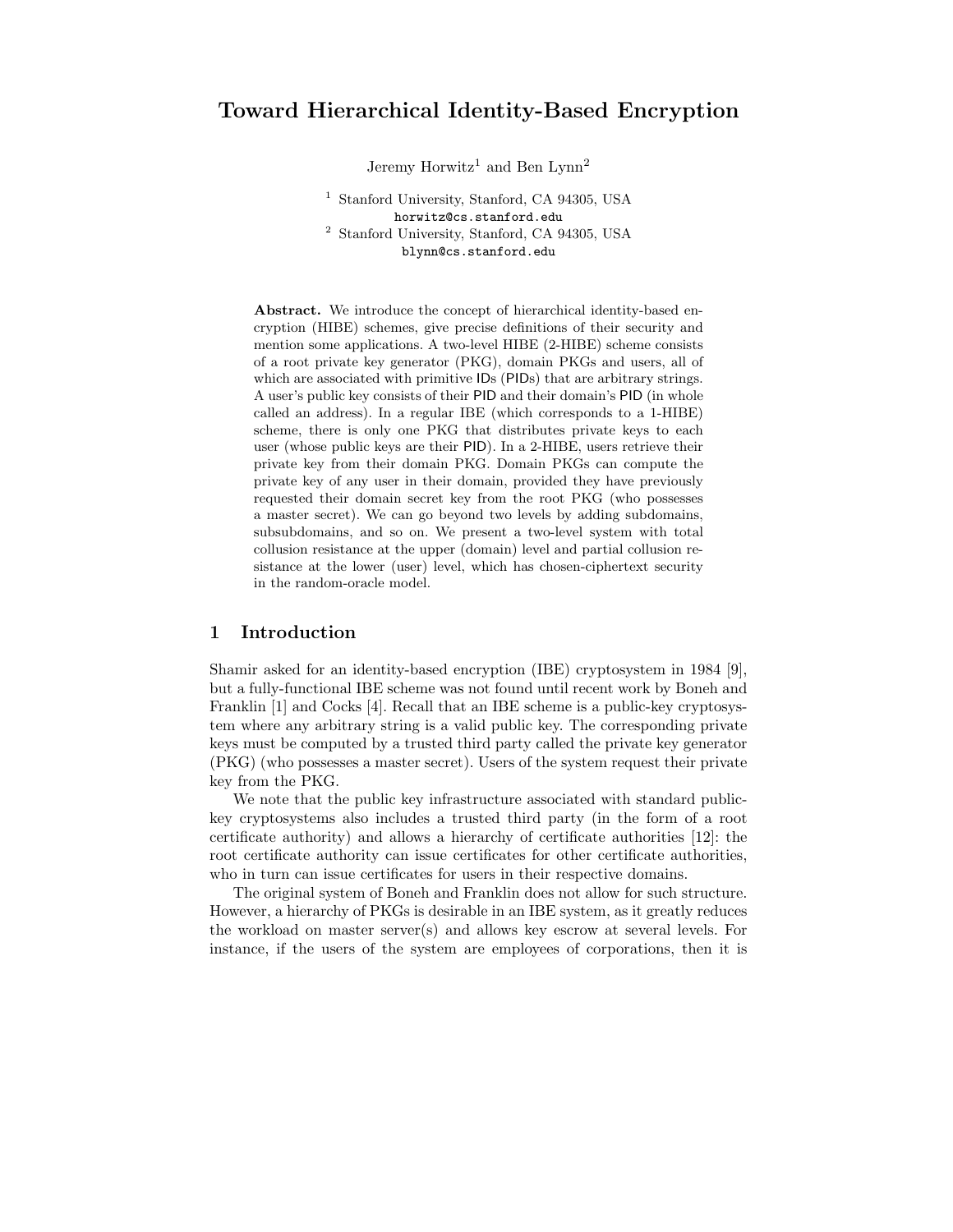# Toward Hierarchical Identity-Based Encryption

Jeremy Horwitz[1] and Ben Lynn[2]

[1] Stanford University, Stanford, CA 94305, USA
horwitz@cs.stanford.edu

[2] Stanford University, Stanford, CA 94305, USA
blynn@cs.stanford.edu

**Abstract.** We introduce the concept of hierarchical identity-based encryption (HIBE) schemes, give precise definitions of their security and mention some applications. A two-level HIBE (2-HIBE) scheme consists of a root private key generator (PKG), domain PKGs and users, all of which are associated with primitive IDs (PIDs) that are arbitrary strings. A user's public key consists of their PID and their domain's PID (in whole called an address). In a regular IBE (which corresponds to a 1-HIBE) scheme, there is only one PKG that distributes private keys to each user (whose public keys are their PID). In a 2-HIBE, users retrieve their private key from their domain PKG. Domain PKGs can compute the private key of any user in their domain, provided they have previously requested their domain secret key from the root PKG (who possesses a master secret). We can go beyond two levels by adding subdomains, subsubdomains, and so on. We present a two-level system with total collusion resistance at the upper (domain) level and partial collusion resistance at the lower (user) level, which has chosen-ciphertext security in the random-oracle model.

## 1 Introduction

Shamir asked for an identity-based encryption (IBE) cryptosystem in 1984 [9], but a fully-functional IBE scheme was not found until recent work by Boneh and Franklin [1] and Cocks [4]. Recall that an IBE scheme is a public-key cryptosystem where any arbitrary string is a valid public key. The corresponding private keys must be computed by a trusted third party called the private key generator (PKG) (who possesses a master secret). Users of the system request their private key from the PKG.

We note that the public key infrastructure associated with standard public-key cryptosystems also includes a trusted third party (in the form of a root certificate authority) and allows a hierarchy of certificate authorities [12]: the root certificate authority can issue certificates for other certificate authorities, who in turn can issue certificates for users in their respective domains.

The original system of Boneh and Franklin does not allow for such structure. However, a hierarchy of PKGs is desirable in an IBE system, as it greatly reduces the workload on master server(s) and allows key escrow at several levels. For instance, if the users of the system are employees of corporations, then it is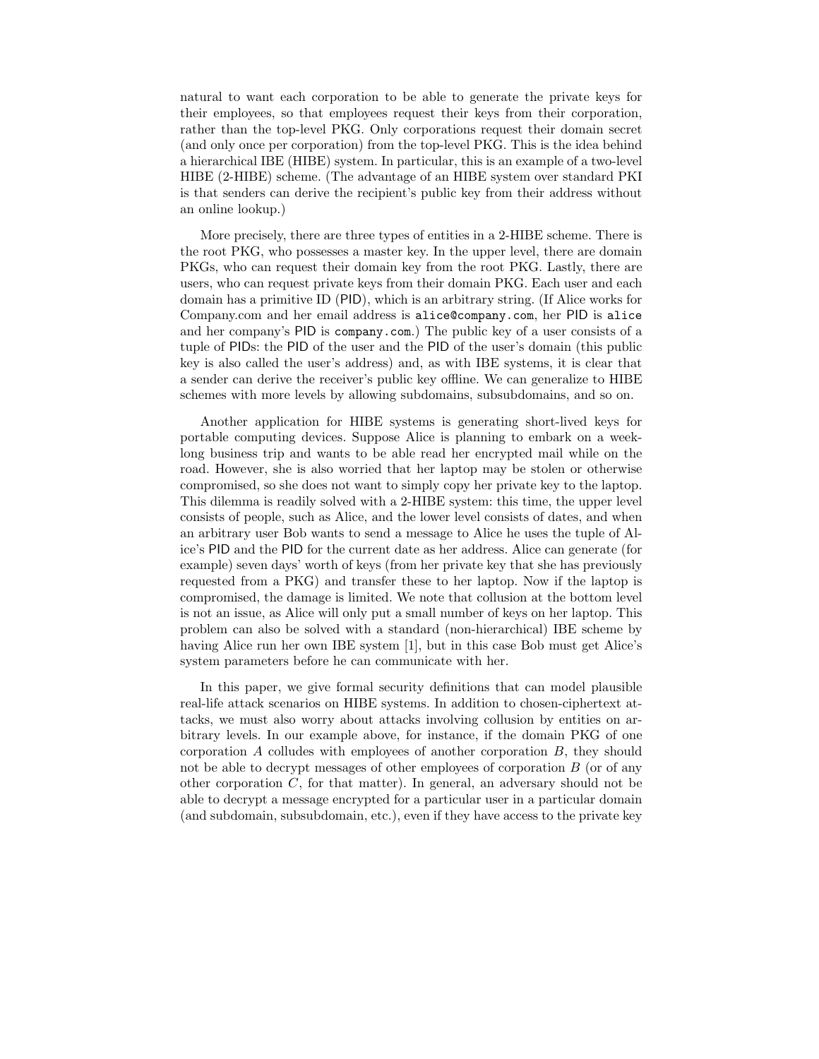natural to want each corporation to be able to generate the private keys for their employees, so that employees request their keys from their corporation, rather than the top-level PKG. Only corporations request their domain secret (and only once per corporation) from the top-level PKG. This is the idea behind a hierarchical IBE (HIBE) system. In particular, this is an example of a two-level HIBE (2-HIBE) scheme. (The advantage of an HIBE system over standard PKI is that senders can derive the recipient's public key from their address without an online lookup.)

More precisely, there are three types of entities in a 2-HIBE scheme. There is the root PKG, who possesses a master key. In the upper level, there are domain PKGs, who can request their domain key from the root PKG. Lastly, there are users, who can request private keys from their domain PKG. Each user and each domain has a primitive ID (PID), which is an arbitrary string. (If Alice works for Company.com and her email address is `alice@company.com`, her PID is `alice` and her company's PID is `company.com`.) The public key of a user consists of a tuple of PIDs: the PID of the user and the PID of the user's domain (this public key is also called the user's address) and, as with IBE systems, it is clear that a sender can derive the receiver's public key offline. We can generalize to HIBE schemes with more levels by allowing subdomains, subsubdomains, and so on.

Another application for HIBE systems is generating short-lived keys for portable computing devices. Suppose Alice is planning to embark on a week-long business trip and wants to be able read her encrypted mail while on the road. However, she is also worried that her laptop may be stolen or otherwise compromised, so she does not want to simply copy her private key to the laptop. This dilemma is readily solved with a 2-HIBE system: this time, the upper level consists of people, such as Alice, and the lower level consists of dates, and when an arbitrary user Bob wants to send a message to Alice he uses the tuple of Alice's PID and the PID for the current date as her address. Alice can generate (for example) seven days' worth of keys (from her private key that she has previously requested from a PKG) and transfer these to her laptop. Now if the laptop is compromised, the damage is limited. We note that collusion at the bottom level is not an issue, as Alice will only put a small number of keys on her laptop. This problem can also be solved with a standard (non-hierarchical) IBE scheme by having Alice run her own IBE system [1], but in this case Bob must get Alice's system parameters before he can communicate with her.

In this paper, we give formal security definitions that can model plausible real-life attack scenarios on HIBE systems. In addition to chosen-ciphertext attacks, we must also worry about attacks involving collusion by entities on arbitrary levels. In our example above, for instance, if the domain PKG of one corporation $A$ colludes with employees of another corporation $B$, they should not be able to decrypt messages of other employees of corporation $B$ (or of any other corporation $C$, for that matter). In general, an adversary should not be able to decrypt a message encrypted for a particular user in a particular domain (and subdomain, subsubdomain, etc.), even if they have access to the private key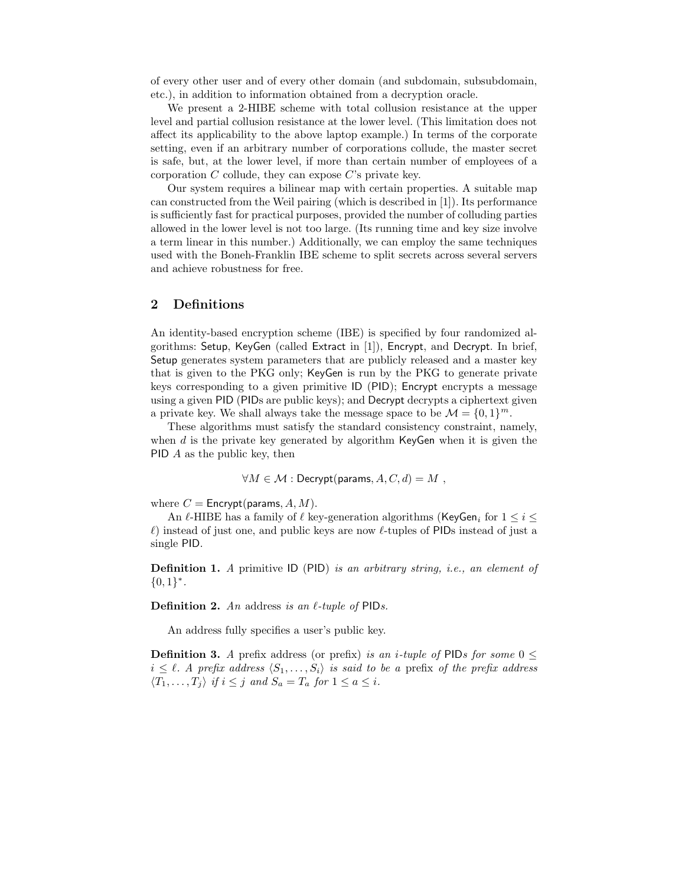of every other user and of every other domain (and subdomain, subsubdomain, etc.), in addition to information obtained from a decryption oracle.

We present a 2-HIBE scheme with total collusion resistance at the upper level and partial collusion resistance at the lower level. (This limitation does not affect its applicability to the above laptop example.) In terms of the corporate setting, even if an arbitrary number of corporations collude, the master secret is safe, but, at the lower level, if more than certain number of employees of a corporation $C$ collude, they can expose $C$'s private key.

Our system requires a bilinear map with certain properties. A suitable map can constructed from the Weil pairing (which is described in [1]). Its performance is sufficiently fast for practical purposes, provided the number of colluding parties allowed in the lower level is not too large. (Its running time and key size involve a term linear in this number.) Additionally, we can employ the same techniques used with the Boneh-Franklin IBE scheme to split secrets across several servers and achieve robustness for free.

## 2 Definitions

An identity-based encryption scheme (IBE) is specified by four randomized algorithms: Setup, KeyGen (called Extract in [1]), Encrypt, and Decrypt. In brief, Setup generates system parameters that are publicly released and a master key that is given to the PKG only; KeyGen is run by the PKG to generate private keys corresponding to a given primitive ID (PID); Encrypt encrypts a message using a given PID (PIDs are public keys); and Decrypt decrypts a ciphertext given a private key. We shall always take the message space to be $\mathcal{M} = \{0,1\}^m$.

These algorithms must satisfy the standard consistency constraint, namely, when $d$ is the private key generated by algorithm KeyGen when it is given the PID $A$ as the public key, then

$$\forall M \in \mathcal{M} : \mathsf{Decrypt}(\mathsf{params}, A, C, d) = M \ ,$$

where $C = \mathsf{Encrypt}(\mathsf{params}, A, M)$.

An $\ell$-HIBE has a family of $\ell$ key-generation algorithms ($\mathsf{KeyGen}_i$ for $1 \leq i \leq \ell$) instead of just one, and public keys are now $\ell$-tuples of PIDs instead of just a single PID.

**Definition 1.** *A* primitive ID (PID) *is an arbitrary string, i.e., an element of* $\{0,1\}^*$.

**Definition 2.** *An* address *is an $\ell$-tuple of* PIDs.

An address fully specifies a user's public key.

**Definition 3.** *A* prefix address (or prefix) *is an $i$-tuple of* PIDs *for some* $0 \leq i \leq \ell$. *A prefix address* $\langle S_1, \ldots, S_i \rangle$ *is said to be a* prefix *of the prefix address* $\langle T_1, \ldots, T_j \rangle$ *if* $i \leq j$ *and* $S_a = T_a$ *for* $1 \leq a \leq i$.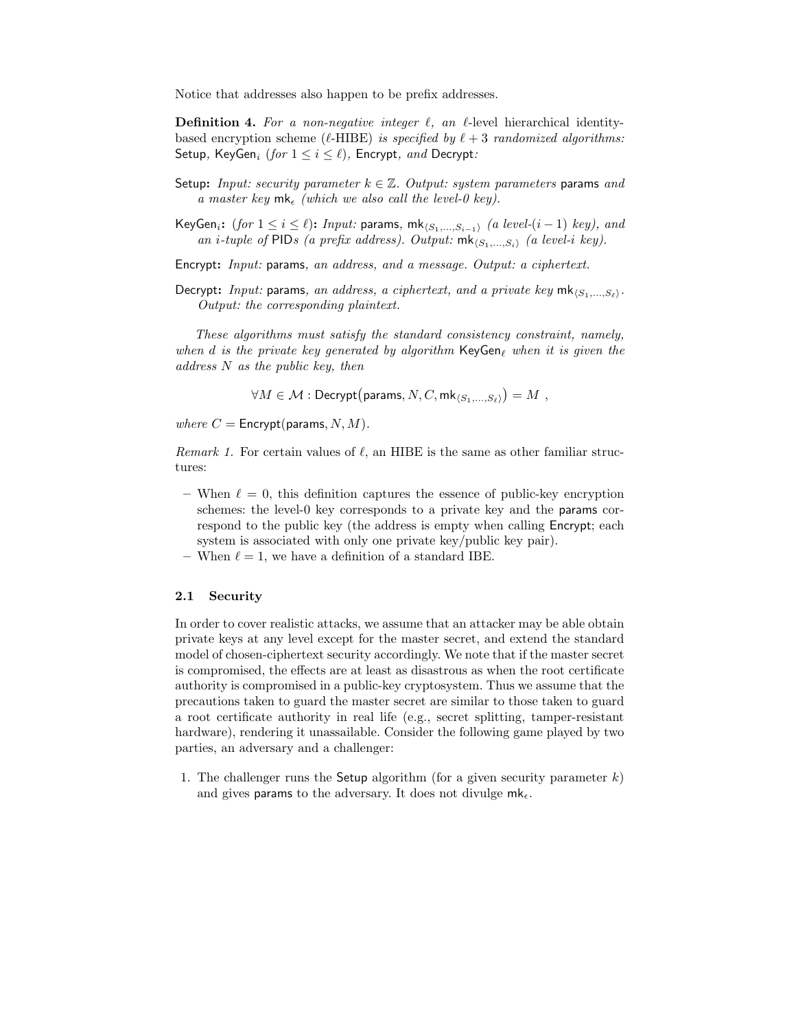Notice that addresses also happen to be prefix addresses.

**Definition 4.** *For a non-negative integer $\ell$, an $\ell$-level* hierarchical identity-based encryption scheme ($\ell$-HIBE) *is specified by $\ell + 3$ randomized algorithms:* Setup*,* $\mathsf{KeyGen}_i$ *(for $1 \leq i \leq \ell$),* Encrypt*, and* Decrypt*:*

Setup**:** *Input: security parameter $k \in \mathbb{Z}$. Output: system parameters* params *and a master key $\mathsf{mk}_\epsilon$ (which we also call the level-0 key).*

$\mathsf{KeyGen}_i$**:** *(for $1 \leq i \leq \ell$)***:** *Input:* params*, $\mathsf{mk}_{\langle S_1,\ldots,S_{i-1}\rangle}$ (a level-$(i-1)$ key), and an $i$-tuple of* PID*s (a prefix address). Output: $\mathsf{mk}_{\langle S_1,\ldots,S_i\rangle}$ (a level-$i$ key).*

Encrypt**:** *Input:* params*, an address, and a message. Output: a ciphertext.*

Decrypt**:** *Input:* params*, an address, a ciphertext, and a private key $\mathsf{mk}_{\langle S_1,\ldots,S_\ell\rangle}$. Output: the corresponding plaintext.*

*These algorithms must satisfy the standard consistency constraint, namely, when $d$ is the private key generated by algorithm $\mathsf{KeyGen}_\ell$ when it is given the address $N$ as the public key, then*

$$\forall M \in \mathcal{M} : \mathsf{Decrypt}\big(\mathsf{params}, N, C, \mathsf{mk}_{\langle S_1,\ldots,S_\ell\rangle}\big) = M \ ,$$

*where $C = \mathsf{Encrypt}(\mathsf{params}, N, M)$.*

*Remark 1.* For certain values of $\ell$, an HIBE is the same as other familiar structures:

- When $\ell = 0$, this definition captures the essence of public-key encryption schemes: the level-0 key corresponds to a private key and the params correspond to the public key (the address is empty when calling Encrypt; each system is associated with only one private key/public key pair).
- When $\ell = 1$, we have a definition of a standard IBE.

### 2.1 Security

In order to cover realistic attacks, we assume that an attacker may be able obtain private keys at any level except for the master secret, and extend the standard model of chosen-ciphertext security accordingly. We note that if the master secret is compromised, the effects are at least as disastrous as when the root certificate authority is compromised in a public-key cryptosystem. Thus we assume that the precautions taken to guard the master secret are similar to those taken to guard a root certificate authority in real life (e.g., secret splitting, tamper-resistant hardware), rendering it unassailable. Consider the following game played by two parties, an adversary and a challenger:

1. The challenger runs the Setup algorithm (for a given security parameter $k$) and gives params to the adversary. It does not divulge $\mathsf{mk}_\epsilon$.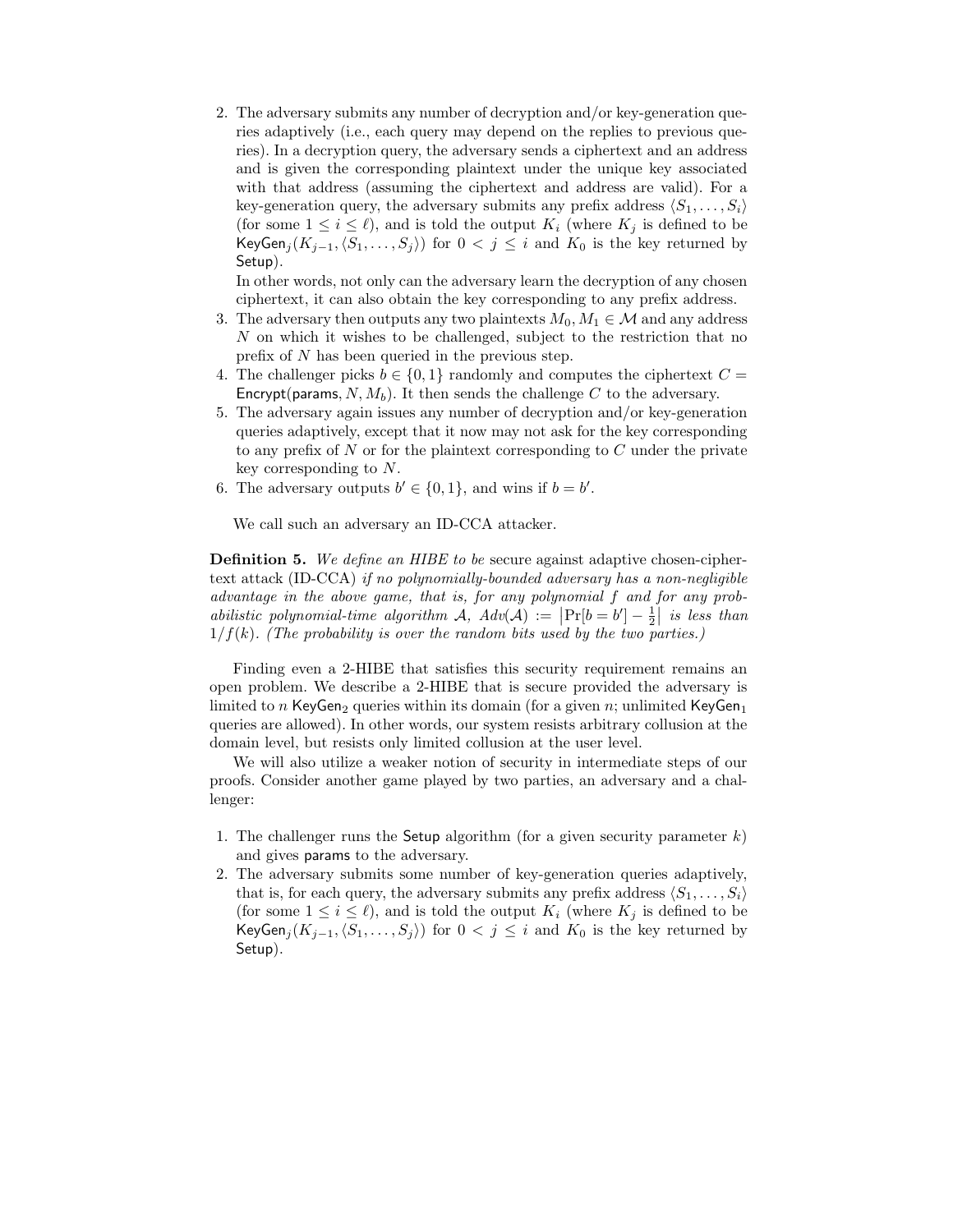2. The adversary submits any number of decryption and/or key-generation queries adaptively (i.e., each query may depend on the replies to previous queries). In a decryption query, the adversary sends a ciphertext and an address and is given the corresponding plaintext under the unique key associated with that address (assuming the ciphertext and address are valid). For a key-generation query, the adversary submits any prefix address $\langle S_1, \ldots, S_i \rangle$ (for some $1 \leq i \leq \ell$), and is told the output $K_i$ (where $K_j$ is defined to be $\mathsf{KeyGen}_j(K_{j-1}, \langle S_1, \ldots, S_j \rangle)$ for $0 < j \leq i$ and $K_0$ is the key returned by $\mathsf{Setup}$).

   In other words, not only can the adversary learn the decryption of any chosen ciphertext, it can also obtain the key corresponding to any prefix address.
3. The adversary then outputs any two plaintexts $M_0, M_1 \in \mathcal{M}$ and any address $N$ on which it wishes to be challenged, subject to the restriction that no prefix of $N$ has been queried in the previous step.
4. The challenger picks $b \in \{0, 1\}$ randomly and computes the ciphertext $C = \mathsf{Encrypt}(\mathsf{params}, N, M_b)$. It then sends the challenge $C$ to the adversary.
5. The adversary again issues any number of decryption and/or key-generation queries adaptively, except that it now may not ask for the key corresponding to any prefix of $N$ or for the plaintext corresponding to $C$ under the private key corresponding to $N$.
6. The adversary outputs $b' \in \{0, 1\}$, and wins if $b = b'$.

We call such an adversary an ID-CCA attacker.

**Definition 5.** *We define an HIBE to be* secure against adaptive chosen-ciphertext attack (ID-CCA) *if no polynomially-bounded adversary has a non-negligible advantage in the above game, that is, for any polynomial $f$ and for any probabilistic polynomial-time algorithm $\mathcal{A}$, $Adv(\mathcal{A}) := \left|\Pr[b = b'] - \frac{1}{2}\right|$ is less than $1/f(k)$. (The probability is over the random bits used by the two parties.)*

Finding even a 2-HIBE that satisfies this security requirement remains an open problem. We describe a 2-HIBE that is secure provided the adversary is limited to $n$ $\mathsf{KeyGen}_2$ queries within its domain (for a given $n$; unlimited $\mathsf{KeyGen}_1$ queries are allowed). In other words, our system resists arbitrary collusion at the domain level, but resists only limited collusion at the user level.

We will also utilize a weaker notion of security in intermediate steps of our proofs. Consider another game played by two parties, an adversary and a challenger:

1. The challenger runs the $\mathsf{Setup}$ algorithm (for a given security parameter $k$) and gives $\mathsf{params}$ to the adversary.
2. The adversary submits some number of key-generation queries adaptively, that is, for each query, the adversary submits any prefix address $\langle S_1, \ldots, S_i \rangle$ (for some $1 \leq i \leq \ell$), and is told the output $K_i$ (where $K_j$ is defined to be $\mathsf{KeyGen}_j(K_{j-1}, \langle S_1, \ldots, S_j \rangle)$ for $0 < j \leq i$ and $K_0$ is the key returned by $\mathsf{Setup}$).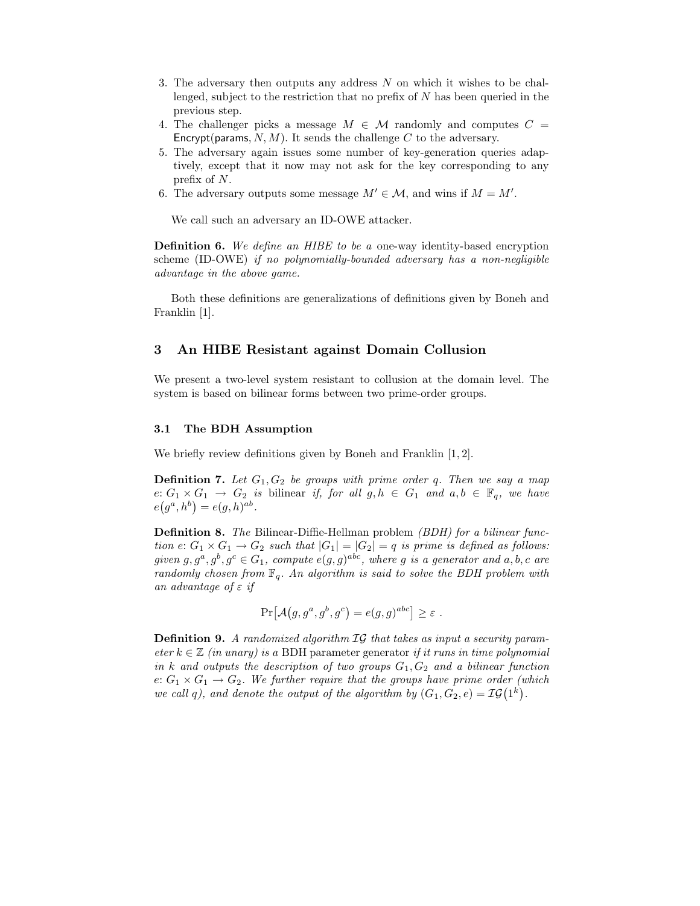3. The adversary then outputs any address $N$ on which it wishes to be challenged, subject to the restriction that no prefix of $N$ has been queried in the previous step.
4. The challenger picks a message $M \in \mathcal{M}$ randomly and computes $C = \mathsf{Encrypt}(\mathsf{params}, N, M)$. It sends the challenge $C$ to the adversary.
5. The adversary again issues some number of key-generation queries adaptively, except that it now may not ask for the key corresponding to any prefix of $N$.
6. The adversary outputs some message $M' \in \mathcal{M}$, and wins if $M = M'$.

We call such an adversary an ID-OWE attacker.

**Definition 6.** *We define an HIBE to be a* one-way identity-based encryption scheme (ID-OWE) *if no polynomially-bounded adversary has a non-negligible advantage in the above game.*

Both these definitions are generalizations of definitions given by Boneh and Franklin [1].

## 3 An HIBE Resistant against Domain Collusion

We present a two-level system resistant to collusion at the domain level. The system is based on bilinear forms between two prime-order groups.

### 3.1 The BDH Assumption

We briefly review definitions given by Boneh and Franklin [1, 2].

**Definition 7.** *Let $G_1, G_2$ be groups with prime order $q$. Then we say a map $e\colon G_1 \times G_1 \to G_2$ is* bilinear *if, for all $g, h \in G_1$ and $a, b \in \mathbb{F}_q$, we have $e(g^a, h^b) = e(g, h)^{ab}$.*

**Definition 8.** *The* Bilinear-Diffie-Hellman problem *(BDH) for a bilinear function $e\colon G_1 \times G_1 \to G_2$ such that $|G_1| = |G_2| = q$ is prime is defined as follows: given $g, g^a, g^b, g^c \in G_1$, compute $e(g, g)^{abc}$, where $g$ is a generator and $a, b, c$ are randomly chosen from $\mathbb{F}_q$. An algorithm is said to solve the BDH problem with an advantage of $\varepsilon$ if*

$$\Pr\big[\mathcal{A}(g, g^a, g^b, g^c) = e(g, g)^{abc}\big] \geq \varepsilon \ .$$

**Definition 9.** *A randomized algorithm $\mathcal{IG}$ that takes as input a security parameter $k \in \mathbb{Z}$ (in unary) is a* BDH parameter generator *if it runs in time polynomial in $k$ and outputs the description of two groups $G_1, G_2$ and a bilinear function $e\colon G_1 \times G_1 \to G_2$. We further require that the groups have prime order (which we call $q$), and denote the output of the algorithm by $(G_1, G_2, e) = \mathcal{IG}(1^k)$.*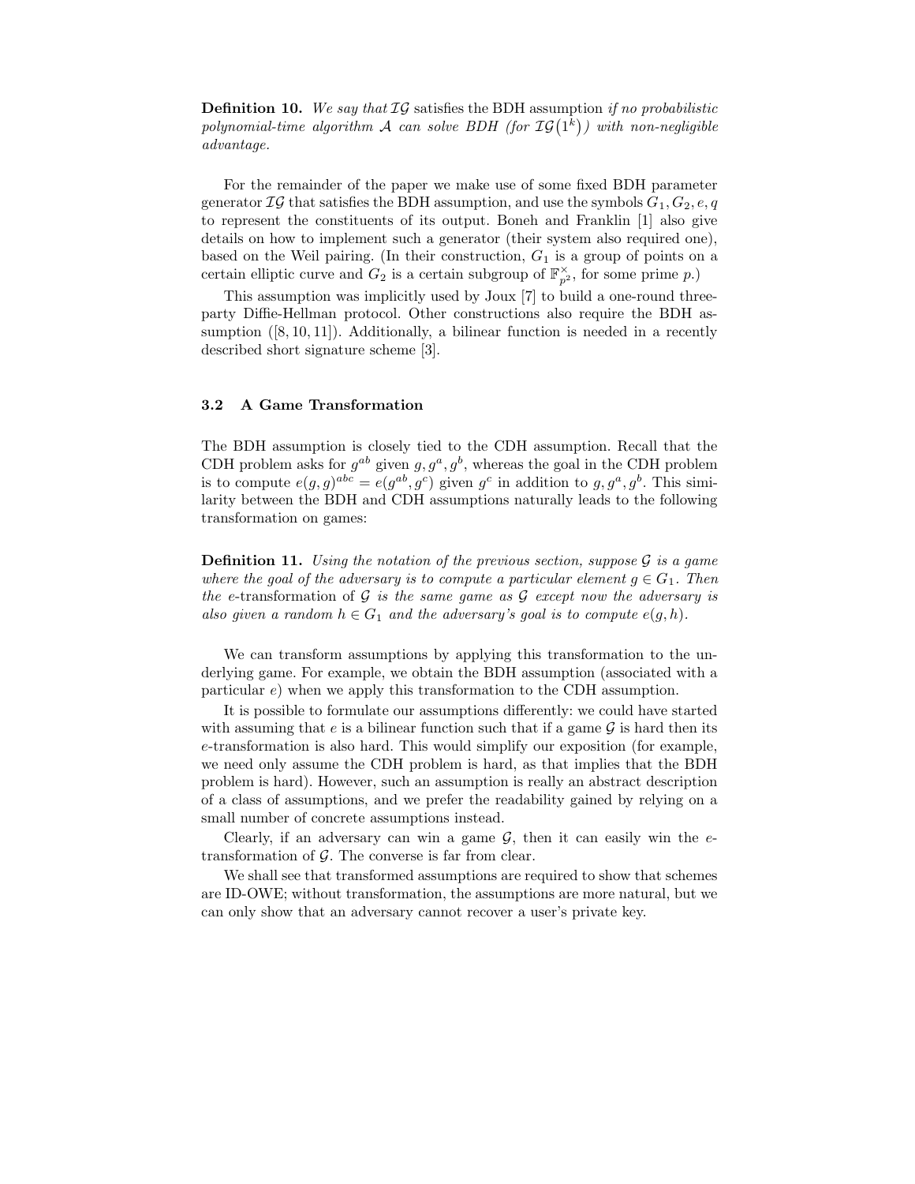**Definition 10.** *We say that* $\mathcal{IG}$ satisfies the BDH assumption *if no probabilistic polynomial-time algorithm* $\mathcal{A}$ *can solve BDH (for* $\mathcal{IG}(1^k)$*) with non-negligible advantage.*

For the remainder of the paper we make use of some fixed BDH parameter generator $\mathcal{IG}$ that satisfies the BDH assumption, and use the symbols $G_1, G_2, e, q$ to represent the constituents of its output. Boneh and Franklin [1] also give details on how to implement such a generator (their system also required one), based on the Weil pairing. (In their construction, $G_1$ is a group of points on a certain elliptic curve and $G_2$ is a certain subgroup of $\mathbb{F}_{p^2}^{\times}$, for some prime $p$.)

This assumption was implicitly used by Joux [7] to build a one-round three-party Diffie-Hellman protocol. Other constructions also require the BDH assumption ([8, 10, 11]). Additionally, a bilinear function is needed in a recently described short signature scheme [3].

### 3.2 A Game Transformation

The BDH assumption is closely tied to the CDH assumption. Recall that the CDH problem asks for $g^{ab}$ given $g, g^a, g^b$, whereas the goal in the CDH problem is to compute $e(g,g)^{abc} = e(g^{ab}, g^c)$ given $g^c$ in addition to $g, g^a, g^b$. This similarity between the BDH and CDH assumptions naturally leads to the following transformation on games:

**Definition 11.** *Using the notation of the previous section, suppose* $\mathcal{G}$ *is a game where the goal of the adversary is to compute a particular element* $g \in G_1$*. Then the* $e$-transformation of $\mathcal{G}$ *is the same game as* $\mathcal{G}$ *except now the adversary is also given a random* $h \in G_1$ *and the adversary's goal is to compute* $e(g, h)$*.*

We can transform assumptions by applying this transformation to the underlying game. For example, we obtain the BDH assumption (associated with a particular $e$) when we apply this transformation to the CDH assumption.

It is possible to formulate our assumptions differently: we could have started with assuming that $e$ is a bilinear function such that if a game $\mathcal{G}$ is hard then its $e$-transformation is also hard. This would simplify our exposition (for example, we need only assume the CDH problem is hard, as that implies that the BDH problem is hard). However, such an assumption is really an abstract description of a class of assumptions, and we prefer the readability gained by relying on a small number of concrete assumptions instead.

Clearly, if an adversary can win a game $\mathcal{G}$, then it can easily win the $e$-transformation of $\mathcal{G}$. The converse is far from clear.

We shall see that transformed assumptions are required to show that schemes are ID-OWE; without transformation, the assumptions are more natural, but we can only show that an adversary cannot recover a user's private key.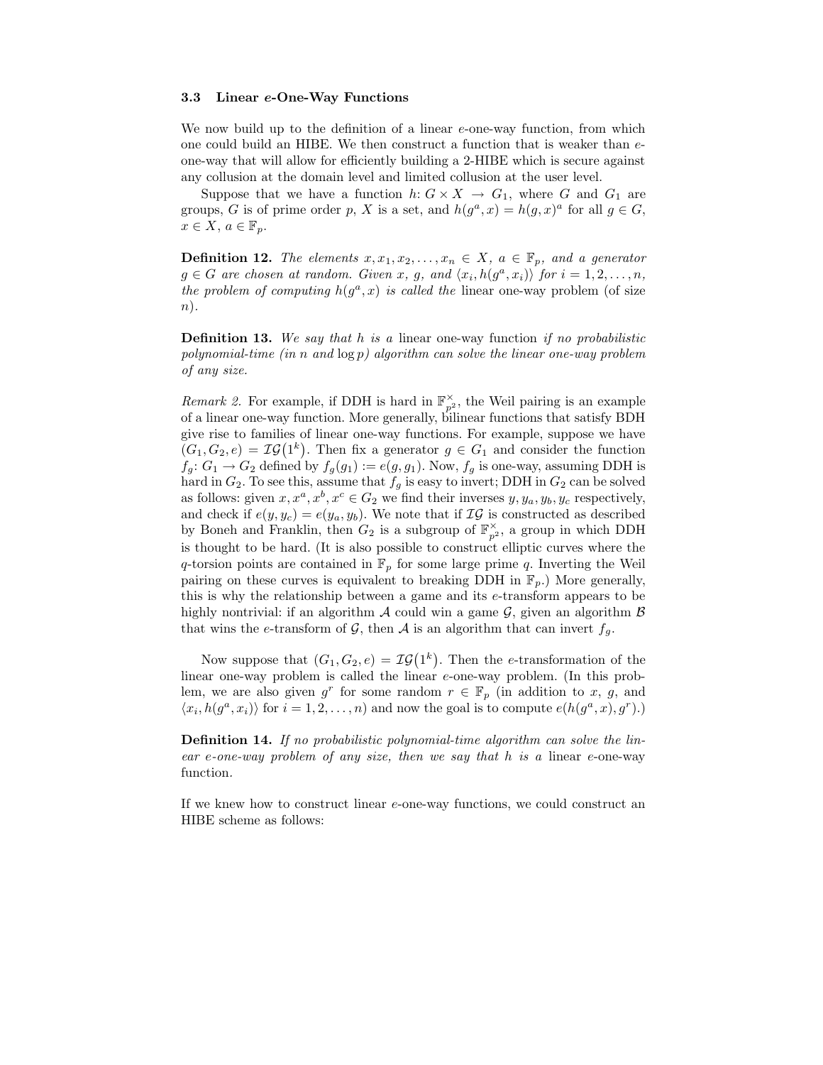### 3.3 Linear $e$-One-Way Functions

We now build up to the definition of a linear $e$-one-way function, from which one could build an HIBE. We then construct a function that is weaker than $e$-one-way that will allow for efficiently building a 2-HIBE which is secure against any collusion at the domain level and limited collusion at the user level.

Suppose that we have a function $h\colon G \times X \to G_1$, where $G$ and $G_1$ are groups, $G$ is of prime order $p$, $X$ is a set, and $h(g^a, x) = h(g, x)^a$ for all $g \in G$, $x \in X$, $a \in \mathbb{F}_p$.

**Definition 12.** *The elements $x, x_1, x_2, \ldots, x_n \in X$, $a \in \mathbb{F}_p$, and a generator $g \in G$ are chosen at random. Given $x$, $g$, and $\langle x_i, h(g^a, x_i)\rangle$ for $i = 1, 2, \ldots, n$, the problem of computing $h(g^a, x)$ is called the* linear one-way problem (of size $n$).

**Definition 13.** *We say that $h$ is a* linear one-way function *if no probabilistic polynomial-time (in $n$ and $\log p$) algorithm can solve the linear one-way problem of any size.*

*Remark 2.* For example, if DDH is hard in $\mathbb{F}_{p^2}^\times$, the Weil pairing is an example of a linear one-way function. More generally, bilinear functions that satisfy BDH give rise to families of linear one-way functions. For example, suppose we have $(G_1, G_2, e) = \mathcal{IG}(1^k)$. Then fix a generator $g \in G_1$ and consider the function $f_g\colon G_1 \to G_2$ defined by $f_g(g_1) := e(g, g_1)$. Now, $f_g$ is one-way, assuming DDH is hard in $G_2$. To see this, assume that $f_g$ is easy to invert; DDH in $G_2$ can be solved as follows: given $x, x^a, x^b, x^c \in G_2$ we find their inverses $y, y_a, y_b, y_c$ respectively, and check if $e(y, y_c) = e(y_a, y_b)$. We note that if $\mathcal{IG}$ is constructed as described by Boneh and Franklin, then $G_2$ is a subgroup of $\mathbb{F}_{p^2}^\times$, a group in which DDH is thought to be hard. (It is also possible to construct elliptic curves where the $q$-torsion points are contained in $\mathbb{F}_p$ for some large prime $q$. Inverting the Weil pairing on these curves is equivalent to breaking DDH in $\mathbb{F}_p$.) More generally, this is why the relationship between a game and its $e$-transform appears to be highly nontrivial: if an algorithm $\mathcal{A}$ could win a game $\mathcal{G}$, given an algorithm $\mathcal{B}$ that wins the $e$-transform of $\mathcal{G}$, then $\mathcal{A}$ is an algorithm that can invert $f_g$.

Now suppose that $(G_1, G_2, e) = \mathcal{IG}(1^k)$. Then the $e$-transformation of the linear one-way problem is called the linear $e$-one-way problem. (In this problem, we are also given $g^r$ for some random $r \in \mathbb{F}_p$ (in addition to $x$, $g$, and $\langle x_i, h(g^a, x_i)\rangle$ for $i = 1, 2, \ldots, n$) and now the goal is to compute $e(h(g^a, x), g^r)$.)

**Definition 14.** *If no probabilistic polynomial-time algorithm can solve the linear $e$-one-way problem of any size, then we say that $h$ is a* linear $e$-one-way function.

If we knew how to construct linear $e$-one-way functions, we could construct an HIBE scheme as follows: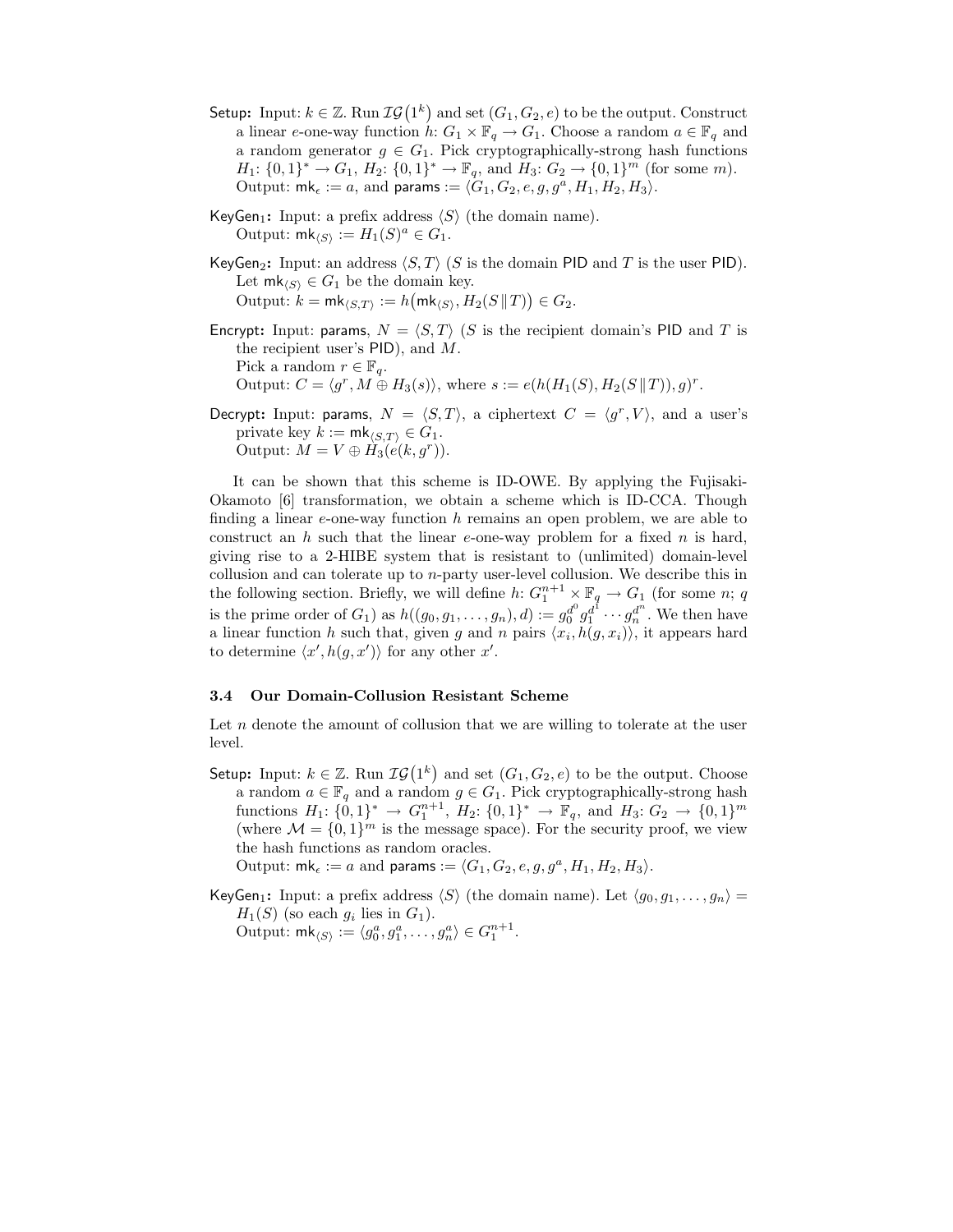**Setup:** Input: $k \in \mathbb{Z}$. Run $\mathcal{IG}(1^k)$ and set $(G_1, G_2, e)$ to be the output. Construct a linear $e$-one-way function $h$: $G_1 \times \mathbb{F}_q \to G_1$. Choose a random $a \in \mathbb{F}_q$ and a random generator $g \in G_1$. Pick cryptographically-strong hash functions $H_1$: $\{0,1\}^* \to G_1$, $H_2$: $\{0,1\}^* \to \mathbb{F}_q$, and $H_3$: $G_2 \to \{0,1\}^m$ (for some $m$).
Output: $\mathsf{mk}_\epsilon := a$, and $\mathsf{params} := \langle G_1, G_2, e, g, g^a, H_1, H_2, H_3 \rangle$.

**KeyGen$_1$:** Input: a prefix address $\langle S \rangle$ (the domain name).
Output: $\mathsf{mk}_{\langle S \rangle} := H_1(S)^a \in G_1$.

**KeyGen$_2$:** Input: an address $\langle S, T \rangle$ ($S$ is the domain PID and $T$ is the user PID). Let $\mathsf{mk}_{\langle S \rangle} \in G_1$ be the domain key.
Output: $k = \mathsf{mk}_{\langle S,T \rangle} := h\big(\mathsf{mk}_{\langle S \rangle}, H_2(S \,\|\, T)\big) \in G_2$.

**Encrypt:** Input: $\mathsf{params}$, $N = \langle S, T \rangle$ ($S$ is the recipient domain's PID and $T$ is the recipient user's PID), and $M$.
Pick a random $r \in \mathbb{F}_q$.
Output: $C = \langle g^r, M \oplus H_3(s) \rangle$, where $s := e(h(H_1(S), H_2(S \,\|\, T)), g)^r$.

**Decrypt:** Input: $\mathsf{params}$, $N = \langle S, T \rangle$, a ciphertext $C = \langle g^r, V \rangle$, and a user's private key $k := \mathsf{mk}_{\langle S,T \rangle} \in G_1$.
Output: $M = V \oplus H_3(e(k, g^r))$.

It can be shown that this scheme is ID-OWE. By applying the Fujisaki-Okamoto [6] transformation, we obtain a scheme which is ID-CCA. Though finding a linear $e$-one-way function $h$ remains an open problem, we are able to construct an $h$ such that the linear $e$-one-way problem for a fixed $n$ is hard, giving rise to a 2-HIBE system that is resistant to (unlimited) domain-level collusion and can tolerate up to $n$-party user-level collusion. We describe this in the following section. Briefly, we will define $h$: $G_1^{n+1} \times \mathbb{F}_q \to G_1$ (for some $n$; $q$ is the prime order of $G_1$) as $h((g_0, g_1, \ldots, g_n), d) := g_0^{d^0} g_1^{d^1} \cdots g_n^{d^n}$. We then have a linear function $h$ such that, given $g$ and $n$ pairs $\langle x_i, h(g, x_i) \rangle$, it appears hard to determine $\langle x', h(g, x') \rangle$ for any other $x'$.

### 3.4 Our Domain-Collusion Resistant Scheme

Let $n$ denote the amount of collusion that we are willing to tolerate at the user level.

**Setup:** Input: $k \in \mathbb{Z}$. Run $\mathcal{IG}(1^k)$ and set $(G_1, G_2, e)$ to be the output. Choose a random $a \in \mathbb{F}_q$ and a random $g \in G_1$. Pick cryptographically-strong hash functions $H_1$: $\{0,1\}^* \to G_1^{n+1}$, $H_2$: $\{0,1\}^* \to \mathbb{F}_q$, and $H_3$: $G_2 \to \{0,1\}^m$ (where $\mathcal{M} = \{0,1\}^m$ is the message space). For the security proof, we view the hash functions as random oracles.
Output: $\mathsf{mk}_\epsilon := a$ and $\mathsf{params} := \langle G_1, G_2, e, g, g^a, H_1, H_2, H_3 \rangle$.

**KeyGen$_1$:** Input: a prefix address $\langle S \rangle$ (the domain name). Let $\langle g_0, g_1, \ldots, g_n \rangle = H_1(S)$ (so each $g_i$ lies in $G_1$).
Output: $\mathsf{mk}_{\langle S \rangle} := \langle g_0^a, g_1^a, \ldots, g_n^a \rangle \in G_1^{n+1}$.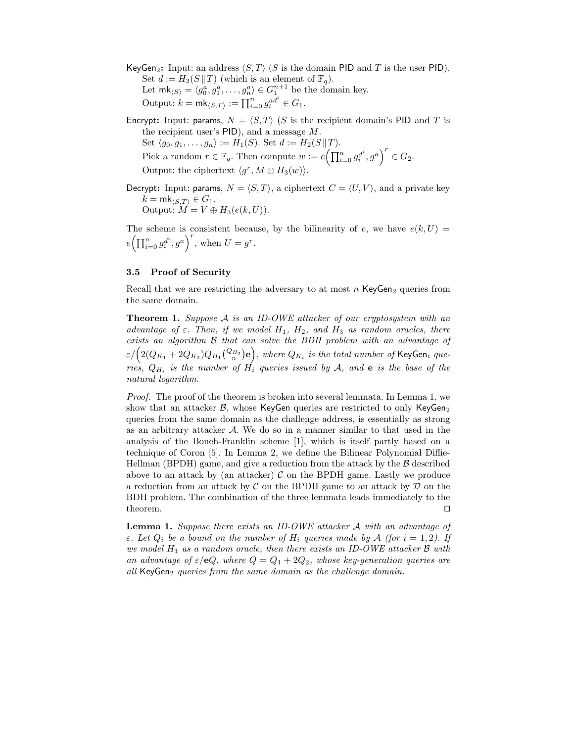**KeyGen$_2$:** Input: an address $\langle S, T\rangle$ ($S$ is the domain PID and $T$ is the user PID).
Set $d := H_2(S \,\|\, T)$ (which is an element of $\mathbb{F}_q$).
Let $\mathsf{mk}_{\langle S\rangle} = \langle g_0^a, g_1^a, \ldots, g_n^a\rangle \in G_1^{n+1}$ be the domain key.
Output: $k = \mathsf{mk}_{\langle S,T\rangle} := \prod_{i=0}^{n} g_i^{ad^i} \in G_1$.

**Encrypt:** Input: params, $N = \langle S, T\rangle$ ($S$ is the recipient domain's PID and $T$ is the recipient user's PID), and a message $M$.
Set $\langle g_0, g_1, \ldots, g_n\rangle := H_1(S)$. Set $d := H_2(S \,\|\, T)$.
Pick a random $r \in \mathbb{F}_q$. Then compute $w := e\left(\prod_{i=0}^{n} g_i^{d^i}, g^a\right)^r \in G_2$.
Output: the ciphertext $\langle g^r, M \oplus H_3(w)\rangle$.

**Decrypt:** Input: params, $N = \langle S, T\rangle$, a ciphertext $C = \langle U, V\rangle$, and a private key $k = \mathsf{mk}_{\langle S,T\rangle} \in G_1$.
Output: $M = V \oplus H_3(e(k, U))$.

The scheme is consistent because, by the bilinearity of $e$, we have $e(k, U) = e\left(\prod_{i=0}^{n} g_i^{d^i}, g^a\right)^r$, when $U = g^r$.

### 3.5 Proof of Security

Recall that we are restricting the adversary to at most $n$ KeyGen$_2$ queries from the same domain.

**Theorem 1.** *Suppose $\mathcal{A}$ is an ID-OWE attacker of our cryptosystem with an advantage of $\varepsilon$. Then, if we model $H_1$, $H_2$, and $H_3$ as random oracles, there exists an algorithm $\mathcal{B}$ that can solve the BDH problem with an advantage of $\varepsilon / \left(2(Q_{K_1} + 2Q_{K_2})Q_{H_1}\binom{Q_{H_2}}{n}\mathbf{e}\right)$, where $Q_{K_i}$ is the total number of* KeyGen$_i$ *queries, $Q_{H_i}$ is the number of $H_i$ queries issued by $\mathcal{A}$, and $\mathbf{e}$ is the base of the natural logarithm.*

*Proof.* The proof of the theorem is broken into several lemmata. In Lemma 1, we show that an attacker $\mathcal{B}$, whose KeyGen queries are restricted to only KeyGen$_2$ queries from the same domain as the challenge address, is essentially as strong as an arbitrary attacker $\mathcal{A}$. We do so in a manner similar to that used in the analysis of the Boneh-Franklin scheme [1], which is itself partly based on a technique of Coron [5]. In Lemma 2, we define the Bilinear Polynomial Diffie-Hellman (BPDH) game, and give a reduction from the attack by the $\mathcal{B}$ described above to an attack by (an attacker) $\mathcal{C}$ on the BPDH game. Lastly we produce a reduction from an attack by $\mathcal{C}$ on the BPDH game to an attack by $\mathcal{D}$ on the BDH problem. The combination of the three lemmata leads immediately to the theorem. □

**Lemma 1.** *Suppose there exists an ID-OWE attacker $\mathcal{A}$ with an advantage of $\varepsilon$. Let $Q_i$ be a bound on the number of $H_i$ queries made by $\mathcal{A}$ (for $i = 1, 2$). If we model $H_1$ as a random oracle, then there exists an ID-OWE attacker $\mathcal{B}$ with an advantage of $\varepsilon/\mathbf{e}Q$, where $Q = Q_1 + 2Q_2$, whose key-generation queries are all* KeyGen$_2$ *queries from the same domain as the challenge domain.*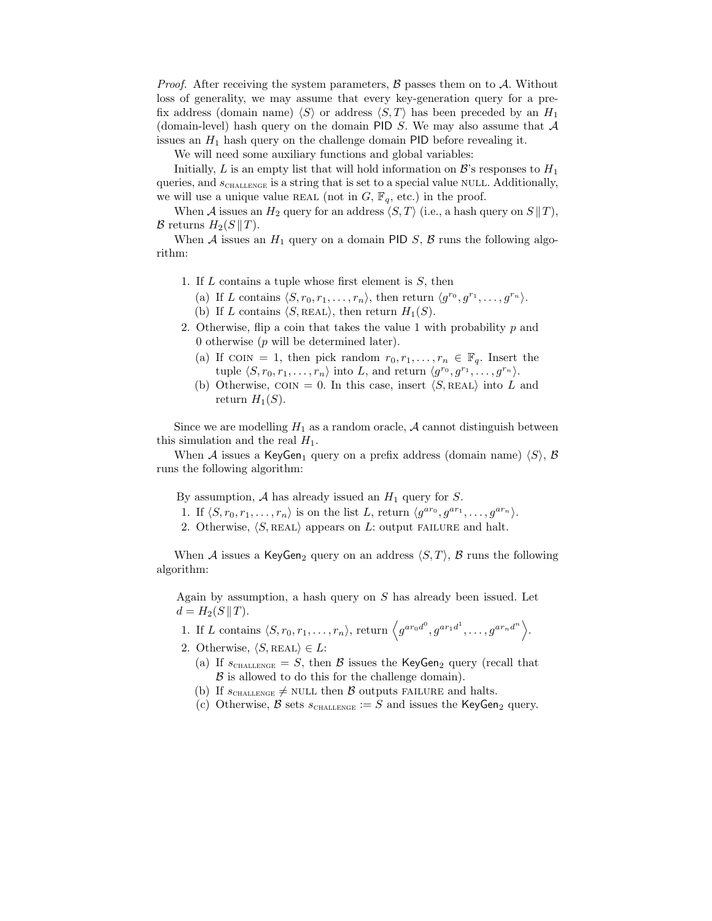*Proof.* After receiving the system parameters, $\mathcal{B}$ passes them on to $\mathcal{A}$. Without loss of generality, we may assume that every key-generation query for a prefix address (domain name) $\langle S \rangle$ or address $\langle S, T \rangle$ has been preceded by an $H_1$ (domain-level) hash query on the domain PID $S$. We may also assume that $\mathcal{A}$ issues an $H_1$ hash query on the challenge domain PID before revealing it.

We will need some auxiliary functions and global variables:

Initially, $L$ is an empty list that will hold information on $\mathcal{B}$'s responses to $H_1$ queries, and $s_{\text{CHALLENGE}}$ is a string that is set to a special value NULL. Additionally, we will use a unique value REAL (not in $G$, $\mathbb{F}_q$, etc.) in the proof.

When $\mathcal{A}$ issues an $H_2$ query for an address $\langle S, T \rangle$ (i.e., a hash query on $S \| T$), $\mathcal{B}$ returns $H_2(S \| T)$.

When $\mathcal{A}$ issues an $H_1$ query on a domain PID $S$, $\mathcal{B}$ runs the following algorithm:

1. If $L$ contains a tuple whose first element is $S$, then
   (a) If $L$ contains $\langle S, r_0, r_1, \ldots, r_n \rangle$, then return $\langle g^{r_0}, g^{r_1}, \ldots, g^{r_n} \rangle$.
   (b) If $L$ contains $\langle S, \text{REAL} \rangle$, then return $H_1(S)$.
2. Otherwise, flip a coin that takes the value 1 with probability $p$ and 0 otherwise ($p$ will be determined later).
   (a) If COIN $= 1$, then pick random $r_0, r_1, \ldots, r_n \in \mathbb{F}_q$. Insert the tuple $\langle S, r_0, r_1, \ldots, r_n \rangle$ into $L$, and return $\langle g^{r_0}, g^{r_1}, \ldots, g^{r_n} \rangle$.
   (b) Otherwise, COIN $= 0$. In this case, insert $\langle S, \text{REAL} \rangle$ into $L$ and return $H_1(S)$.

Since we are modelling $H_1$ as a random oracle, $\mathcal{A}$ cannot distinguish between this simulation and the real $H_1$.

When $\mathcal{A}$ issues a $\mathsf{KeyGen}_1$ query on a prefix address (domain name) $\langle S \rangle$, $\mathcal{B}$ runs the following algorithm:

By assumption, $\mathcal{A}$ has already issued an $H_1$ query for $S$.

1. If $\langle S, r_0, r_1, \ldots, r_n \rangle$ is on the list $L$, return $\langle g^{ar_0}, g^{ar_1}, \ldots, g^{ar_n} \rangle$.
2. Otherwise, $\langle S, \text{REAL} \rangle$ appears on $L$: output FAILURE and halt.

When $\mathcal{A}$ issues a $\mathsf{KeyGen}_2$ query on an address $\langle S, T \rangle$, $\mathcal{B}$ runs the following algorithm:

Again by assumption, a hash query on $S$ has already been issued. Let $d = H_2(S \| T)$.

1. If $L$ contains $\langle S, r_0, r_1, \ldots, r_n \rangle$, return $\left\langle g^{ar_0 d^0}, g^{ar_1 d^1}, \ldots, g^{ar_n d^n} \right\rangle$.
2. Otherwise, $\langle S, \text{REAL} \rangle \in L$:
   (a) If $s_{\text{CHALLENGE}} = S$, then $\mathcal{B}$ issues the $\mathsf{KeyGen}_2$ query (recall that $\mathcal{B}$ is allowed to do this for the challenge domain).
   (b) If $s_{\text{CHALLENGE}} \neq \text{NULL}$ then $\mathcal{B}$ outputs FAILURE and halts.
   (c) Otherwise, $\mathcal{B}$ sets $s_{\text{CHALLENGE}} := S$ and issues the $\mathsf{KeyGen}_2$ query.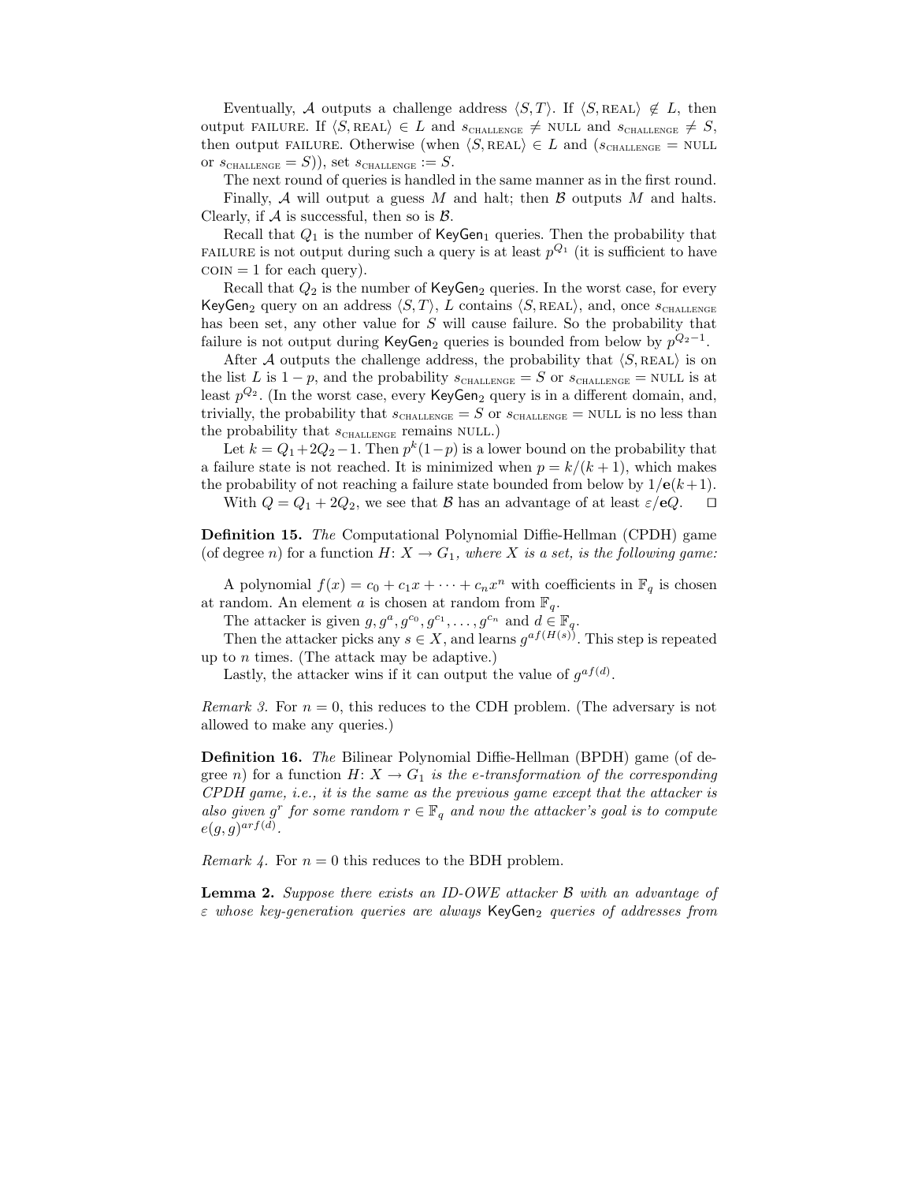Eventually, $\mathcal{A}$ outputs a challenge address $\langle S, T \rangle$. If $\langle S, \text{REAL} \rangle \notin L$, then output FAILURE. If $\langle S, \text{REAL} \rangle \in L$ and $s_{\text{CHALLENGE}} \neq \text{NULL}$ and $s_{\text{CHALLENGE}} \neq S$, then output FAILURE. Otherwise (when $\langle S, \text{REAL} \rangle \in L$ and ($s_{\text{CHALLENGE}} = \text{NULL}$ or $s_{\text{CHALLENGE}} = S$)), set $s_{\text{CHALLENGE}} := S$.

The next round of queries is handled in the same manner as in the first round.

Finally, $\mathcal{A}$ will output a guess $M$ and halt; then $\mathcal{B}$ outputs $M$ and halts. Clearly, if $\mathcal{A}$ is successful, then so is $\mathcal{B}$.

Recall that $Q_1$ is the number of $\mathsf{KeyGen}_1$ queries. Then the probability that FAILURE is not output during such a query is at least $p^{Q_1}$ (it is sufficient to have $\text{COIN} = 1$ for each query).

Recall that $Q_2$ is the number of $\mathsf{KeyGen}_2$ queries. In the worst case, for every $\mathsf{KeyGen}_2$ query on an address $\langle S, T \rangle$, $L$ contains $\langle S, \text{REAL} \rangle$, and, once $s_{\text{CHALLENGE}}$ has been set, any other value for $S$ will cause failure. So the probability that failure is not output during $\mathsf{KeyGen}_2$ queries is bounded from below by $p^{Q_2 - 1}$.

After $\mathcal{A}$ outputs the challenge address, the probability that $\langle S, \text{REAL} \rangle$ is on the list $L$ is $1 - p$, and the probability $s_{\text{CHALLENGE}} = S$ or $s_{\text{CHALLENGE}} = \text{NULL}$ is at least $p^{Q_2}$. (In the worst case, every $\mathsf{KeyGen}_2$ query is in a different domain, and, trivially, the probability that $s_{\text{CHALLENGE}} = S$ or $s_{\text{CHALLENGE}} = \text{NULL}$ is no less than the probability that $s_{\text{CHALLENGE}}$ remains NULL.)

Let $k = Q_1 + 2Q_2 - 1$. Then $p^k(1-p)$ is a lower bound on the probability that a failure state is not reached. It is minimized when $p = k/(k+1)$, which makes the probability of not reaching a failure state bounded from below by $1/\mathbf{e}(k+1)$.

With $Q = Q_1 + 2Q_2$, we see that $\mathcal{B}$ has an advantage of at least $\varepsilon/\mathbf{e}Q$. $\square$

**Definition 15.** *The* Computational Polynomial Diffie-Hellman (CPDH) game *(of degree $n$) for a function $H \colon X \to G_1$, where $X$ is a set, is the following game:*

A polynomial $f(x) = c_0 + c_1 x + \cdots + c_n x^n$ with coefficients in $\mathbb{F}_q$ is chosen at random. An element $a$ is chosen at random from $\mathbb{F}_q$.

The attacker is given $g, g^a, g^{c_0}, g^{c_1}, \ldots, g^{c_n}$ and $d \in \mathbb{F}_q$.

Then the attacker picks any $s \in X$, and learns $g^{af(H(s))}$. This step is repeated up to $n$ times. (The attack may be adaptive.)

Lastly, the attacker wins if it can output the value of $g^{af(d)}$.

*Remark 3.* For $n = 0$, this reduces to the CDH problem. (The adversary is not allowed to make any queries.)

**Definition 16.** *The* Bilinear Polynomial Diffie-Hellman (BPDH) game *(of degree $n$) for a function $H \colon X \to G_1$ is the e-transformation of the corresponding CPDH game, i.e., it is the same as the previous game except that the attacker is also given $g^r$ for some random $r \in \mathbb{F}_q$ and now the attacker's goal is to compute $e(g, g)^{arf(d)}$.*

*Remark 4.* For $n = 0$ this reduces to the BDH problem.

**Lemma 2.** *Suppose there exists an ID-OWE attacker $\mathcal{B}$ with an advantage of $\varepsilon$ whose key-generation queries are always $\mathsf{KeyGen}_2$ queries of addresses from*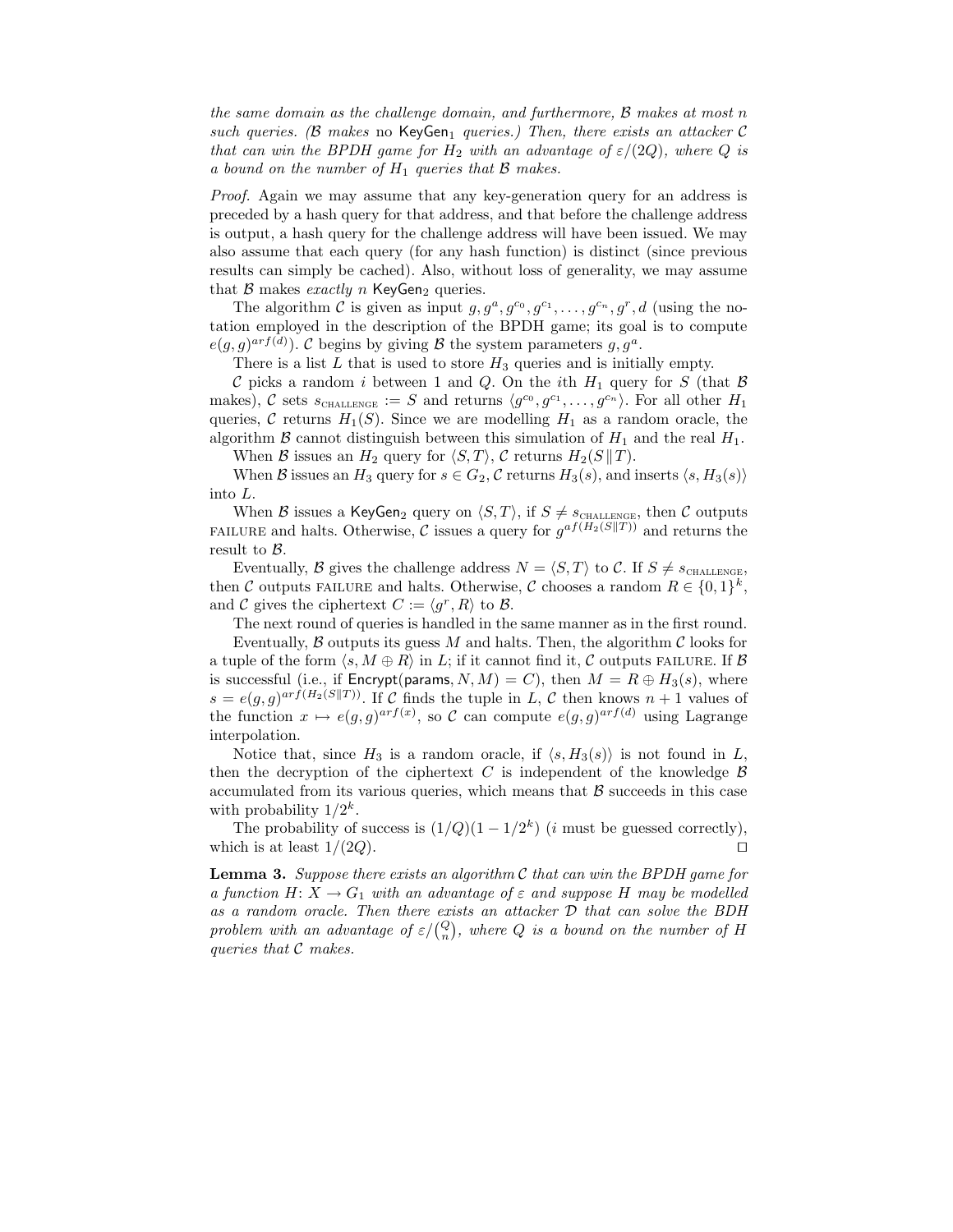*the same domain as the challenge domain, and furthermore, $\mathcal{B}$ makes at most $n$ such queries. ($\mathcal{B}$ makes* no $\mathsf{KeyGen}_1$ *queries.) Then, there exists an attacker $\mathcal{C}$ that can win the BPDH game for $H_2$ with an advantage of $\varepsilon/(2Q)$, where $Q$ is a bound on the number of $H_1$ queries that $\mathcal{B}$ makes.*

*Proof.* Again we may assume that any key-generation query for an address is preceded by a hash query for that address, and that before the challenge address is output, a hash query for the challenge address will have been issued. We may also assume that each query (for any hash function) is distinct (since previous results can simply be cached). Also, without loss of generality, we may assume that $\mathcal{B}$ makes *exactly* $n$ $\mathsf{KeyGen}_2$ queries.

The algorithm $\mathcal{C}$ is given as input $g, g^a, g^{c_0}, g^{c_1}, \ldots, g^{c_n}, g^r, d$ (using the notation employed in the description of the BPDH game; its goal is to compute $e(g,g)^{arf(d)}$). $\mathcal{C}$ begins by giving $\mathcal{B}$ the system parameters $g, g^a$.

There is a list $L$ that is used to store $H_3$ queries and is initially empty.

$\mathcal{C}$ picks a random $i$ between 1 and $Q$. On the $i$th $H_1$ query for $S$ (that $\mathcal{B}$ makes), $\mathcal{C}$ sets $s_{\text{CHALLENGE}} := S$ and returns $\langle g^{c_0}, g^{c_1}, \ldots, g^{c_n} \rangle$. For all other $H_1$ queries, $\mathcal{C}$ returns $H_1(S)$. Since we are modelling $H_1$ as a random oracle, the algorithm $\mathcal{B}$ cannot distinguish between this simulation of $H_1$ and the real $H_1$.

When $\mathcal{B}$ issues an $H_2$ query for $\langle S, T \rangle$, $\mathcal{C}$ returns $H_2(S \| T)$.

When $\mathcal{B}$ issues an $H_3$ query for $s \in G_2$, $\mathcal{C}$ returns $H_3(s)$, and inserts $\langle s, H_3(s) \rangle$ into $L$.

When $\mathcal{B}$ issues a $\mathsf{KeyGen}_2$ query on $\langle S, T \rangle$, if $S \neq s_{\text{CHALLENGE}}$, then $\mathcal{C}$ outputs FAILURE and halts. Otherwise, $\mathcal{C}$ issues a query for $g^{af(H_2(S\|T))}$ and returns the result to $\mathcal{B}$.

Eventually, $\mathcal{B}$ gives the challenge address $N = \langle S, T \rangle$ to $\mathcal{C}$. If $S \neq s_{\text{CHALLENGE}}$, then $\mathcal{C}$ outputs FAILURE and halts. Otherwise, $\mathcal{C}$ chooses a random $R \in \{0,1\}^k$, and $\mathcal{C}$ gives the ciphertext $C := \langle g^r, R \rangle$ to $\mathcal{B}$.

The next round of queries is handled in the same manner as in the first round.

Eventually, $\mathcal{B}$ outputs its guess $M$ and halts. Then, the algorithm $\mathcal{C}$ looks for a tuple of the form $\langle s, M \oplus R \rangle$ in $L$; if it cannot find it, $\mathcal{C}$ outputs FAILURE. If $\mathcal{B}$ is successful (i.e., if $\mathsf{Encrypt}(\mathsf{params}, N, M) = C$), then $M = R \oplus H_3(s)$, where $s = e(g,g)^{arf(H_2(S\|T))}$. If $\mathcal{C}$ finds the tuple in $L$, $\mathcal{C}$ then knows $n+1$ values of the function $x \mapsto e(g,g)^{arf(x)}$, so $\mathcal{C}$ can compute $e(g,g)^{arf(d)}$ using Lagrange interpolation.

Notice that, since $H_3$ is a random oracle, if $\langle s, H_3(s) \rangle$ is not found in $L$, then the decryption of the ciphertext $C$ is independent of the knowledge $\mathcal{B}$ accumulated from its various queries, which means that $\mathcal{B}$ succeeds in this case with probability $1/2^k$.

The probability of success is $(1/Q)(1 - 1/2^k)$ ($i$ must be guessed correctly), which is at least $1/(2Q)$. $\square$

**Lemma 3.** *Suppose there exists an algorithm $\mathcal{C}$ that can win the BPDH game for a function $H \colon X \to G_1$ with an advantage of $\varepsilon$ and suppose $H$ may be modelled as a random oracle. Then there exists an attacker $\mathcal{D}$ that can solve the BDH problem with an advantage of $\varepsilon/\binom{Q}{n}$, where $Q$ is a bound on the number of $H$ queries that $\mathcal{C}$ makes.*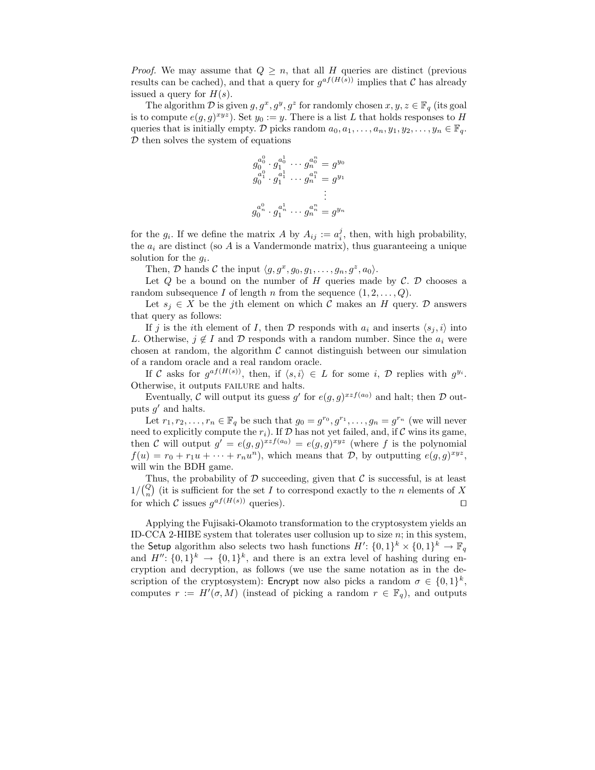*Proof.* We may assume that $Q \geq n$, that all $H$ queries are distinct (previous results can be cached), and that a query for $g^{af(H(s))}$ implies that $\mathcal{C}$ has already issued a query for $H(s)$.

The algorithm $\mathcal{D}$ is given $g, g^x, g^y, g^z$ for randomly chosen $x, y, z \in \mathbb{F}_q$ (its goal is to compute $e(g,g)^{xyz}$). Set $y_0 := y$. There is a list $L$ that holds responses to $H$ queries that is initially empty. $\mathcal{D}$ picks random $a_0, a_1, \ldots, a_n, y_1, y_2, \ldots, y_n \in \mathbb{F}_q$. $\mathcal{D}$ then solves the system of equations

$$
\begin{aligned}
g_0^{a_0^0} \cdot g_1^{a_0^1} \cdots g_n^{a_0^n} &= g^{y_0} \\
g_0^{a_1^0} \cdot g_1^{a_1^1} \cdots g_n^{a_1^n} &= g^{y_1} \\
&\vdots \\
g_0^{a_n^0} \cdot g_1^{a_n^1} \cdots g_n^{a_n^n} &= g^{y_n}
\end{aligned}
$$

for the $g_i$. If we define the matrix $A$ by $A_{ij} := a_i^j$, then, with high probability, the $a_i$ are distinct (so $A$ is a Vandermonde matrix), thus guaranteeing a unique solution for the $g_i$.

Then, $\mathcal{D}$ hands $\mathcal{C}$ the input $\langle g, g^x, g_0, g_1, \ldots, g_n, g^z, a_0 \rangle$.

Let $Q$ be a bound on the number of $H$ queries made by $\mathcal{C}$. $\mathcal{D}$ chooses a random subsequence $I$ of length $n$ from the sequence $(1, 2, \ldots, Q)$.

Let $s_j \in X$ be the $j$th element on which $\mathcal{C}$ makes an $H$ query. $\mathcal{D}$ answers that query as follows:

If $j$ is the $i$th element of $I$, then $\mathcal{D}$ responds with $a_i$ and inserts $\langle s_j, i \rangle$ into $L$. Otherwise, $j \notin I$ and $\mathcal{D}$ responds with a random number. Since the $a_i$ were chosen at random, the algorithm $\mathcal{C}$ cannot distinguish between our simulation of a random oracle and a real random oracle.

If $\mathcal{C}$ asks for $g^{af(H(s))}$, then, if $\langle s, i \rangle \in L$ for some $i$, $\mathcal{D}$ replies with $g^{y_i}$. Otherwise, it outputs FAILURE and halts.

Eventually, $\mathcal{C}$ will output its guess $g'$ for $e(g,g)^{xzf(a_0)}$ and halt; then $\mathcal{D}$ outputs $g'$ and halts.

Let $r_1, r_2, \ldots, r_n \in \mathbb{F}_q$ be such that $g_0 = g^{r_0}, g^{r_1}, \ldots, g_n = g^{r_n}$ (we will never need to explicitly compute the $r_i$). If $\mathcal{D}$ has not yet failed, and, if $\mathcal{C}$ wins its game, then $\mathcal{C}$ will output $g' = e(g,g)^{xzf(a_0)} = e(g,g)^{xyz}$ (where $f$ is the polynomial $f(u) = r_0 + r_1 u + \cdots + r_n u^n$), which means that $\mathcal{D}$, by outputting $e(g,g)^{xyz}$, will win the BDH game.

Thus, the probability of $\mathcal{D}$ succeeding, given that $\mathcal{C}$ is successful, is at least $1/\binom{Q}{n}$ (it is sufficient for the set $I$ to correspond exactly to the $n$ elements of $X$ for which $\mathcal{C}$ issues $g^{af(H(s))}$ queries). □

Applying the Fujisaki-Okamoto transformation to the cryptosystem yields an ID-CCA 2-HIBE system that tolerates user collusion up to size $n$; in this system, the Setup algorithm also selects two hash functions $H'\colon \{0,1\}^k \times \{0,1\}^k \to \mathbb{F}_q$ and $H''\colon \{0,1\}^k \to \{0,1\}^k$, and there is an extra level of hashing during encryption and decryption, as follows (we use the same notation as in the description of the cryptosystem): Encrypt now also picks a random $\sigma \in \{0,1\}^k$, computes $r := H'(\sigma, M)$ (instead of picking a random $r \in \mathbb{F}_q$), and outputs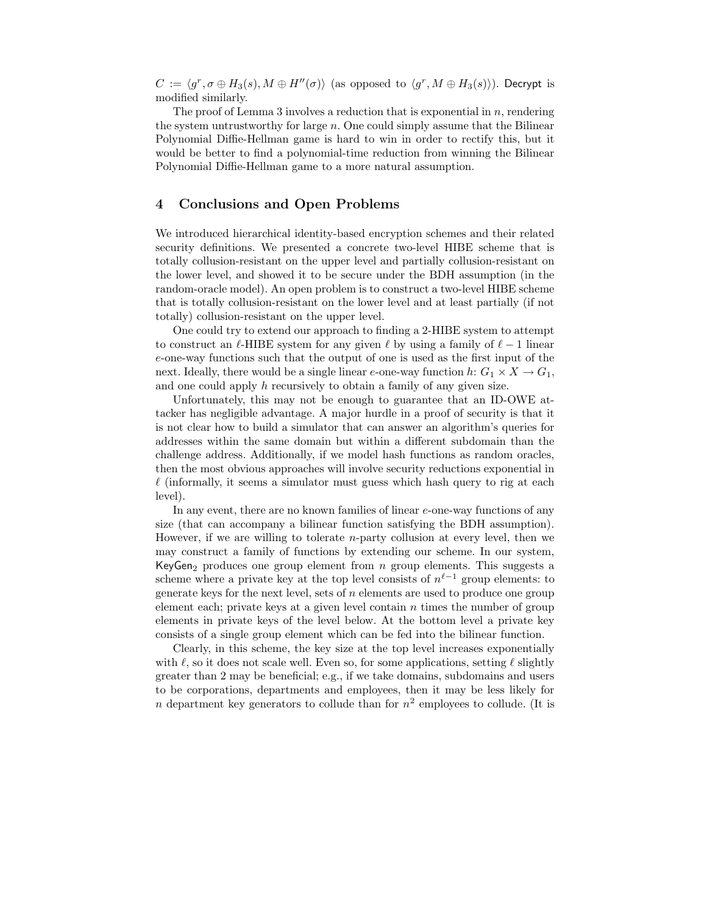$C := \langle g^r, \sigma \oplus H_3(s), M \oplus H''(\sigma)\rangle$ (as opposed to $\langle g^r, M \oplus H_3(s)\rangle$). Decrypt is modified similarly.

The proof of Lemma 3 involves a reduction that is exponential in $n$, rendering the system untrustworthy for large $n$. One could simply assume that the Bilinear Polynomial Diffie-Hellman game is hard to win in order to rectify this, but it would be better to find a polynomial-time reduction from winning the Bilinear Polynomial Diffie-Hellman game to a more natural assumption.

## 4 Conclusions and Open Problems

We introduced hierarchical identity-based encryption schemes and their related security definitions. We presented a concrete two-level HIBE scheme that is totally collusion-resistant on the upper level and partially collusion-resistant on the lower level, and showed it to be secure under the BDH assumption (in the random-oracle model). An open problem is to construct a two-level HIBE scheme that is totally collusion-resistant on the lower level and at least partially (if not totally) collusion-resistant on the upper level.

One could try to extend our approach to finding a 2-HIBE system to attempt to construct an $\ell$-HIBE system for any given $\ell$ by using a family of $\ell - 1$ linear $e$-one-way functions such that the output of one is used as the first input of the next. Ideally, there would be a single linear $e$-one-way function $h$: $G_1 \times X \to G_1$, and one could apply $h$ recursively to obtain a family of any given size.

Unfortunately, this may not be enough to guarantee that an ID-OWE attacker has negligible advantage. A major hurdle in a proof of security is that it is not clear how to build a simulator that can answer an algorithm's queries for addresses within the same domain but within a different subdomain than the challenge address. Additionally, if we model hash functions as random oracles, then the most obvious approaches will involve security reductions exponential in $\ell$ (informally, it seems a simulator must guess which hash query to rig at each level).

In any event, there are no known families of linear $e$-one-way functions of any size (that can accompany a bilinear function satisfying the BDH assumption). However, if we are willing to tolerate $n$-party collusion at every level, then we may construct a family of functions by extending our scheme. In our system, $\mathsf{KeyGen}_2$ produces one group element from $n$ group elements. This suggests a scheme where a private key at the top level consists of $n^{\ell-1}$ group elements: to generate keys for the next level, sets of $n$ elements are used to produce one group element each; private keys at a given level contain $n$ times the number of group elements in private keys of the level below. At the bottom level a private key consists of a single group element which can be fed into the bilinear function.

Clearly, in this scheme, the key size at the top level increases exponentially with $\ell$, so it does not scale well. Even so, for some applications, setting $\ell$ slightly greater than 2 may be beneficial; e.g., if we take domains, subdomains and users to be corporations, departments and employees, then it may be less likely for $n$ department key generators to collude than for $n^2$ employees to collude. (It is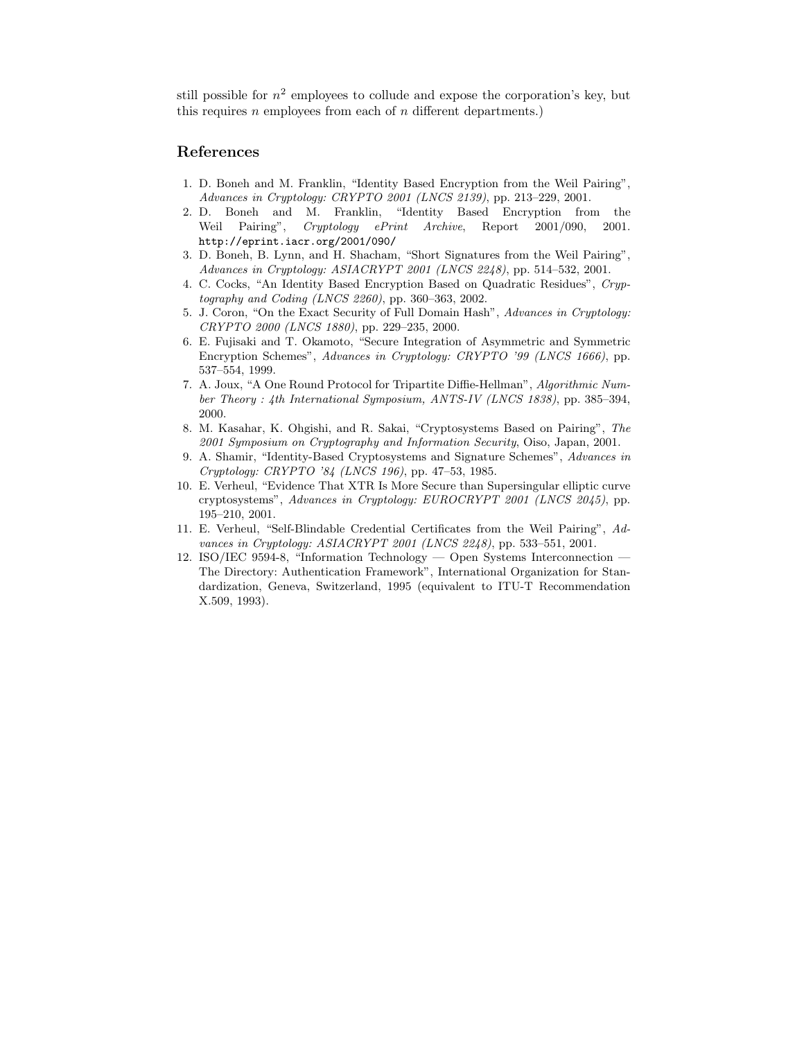still possible for $n^2$ employees to collude and expose the corporation's key, but this requires $n$ employees from each of $n$ different departments.)

## References

1. D. Boneh and M. Franklin, "Identity Based Encryption from the Weil Pairing", *Advances in Cryptology: CRYPTO 2001 (LNCS 2139)*, pp. 213–229, 2001.
2. D. Boneh and M. Franklin, "Identity Based Encryption from the Weil Pairing", *Cryptology ePrint Archive*, Report 2001/090, 2001. `http://eprint.iacr.org/2001/090/`
3. D. Boneh, B. Lynn, and H. Shacham, "Short Signatures from the Weil Pairing", *Advances in Cryptology: ASIACRYPT 2001 (LNCS 2248)*, pp. 514–532, 2001.
4. C. Cocks, "An Identity Based Encryption Based on Quadratic Residues", *Cryptography and Coding (LNCS 2260)*, pp. 360–363, 2002.
5. J. Coron, "On the Exact Security of Full Domain Hash", *Advances in Cryptology: CRYPTO 2000 (LNCS 1880)*, pp. 229–235, 2000.
6. E. Fujisaki and T. Okamoto, "Secure Integration of Asymmetric and Symmetric Encryption Schemes", *Advances in Cryptology: CRYPTO '99 (LNCS 1666)*, pp. 537–554, 1999.
7. A. Joux, "A One Round Protocol for Tripartite Diffie-Hellman", *Algorithmic Number Theory : 4th International Symposium, ANTS-IV (LNCS 1838)*, pp. 385–394, 2000.
8. M. Kasahar, K. Ohgishi, and R. Sakai, "Cryptosystems Based on Pairing", *The 2001 Symposium on Cryptography and Information Security*, Oiso, Japan, 2001.
9. A. Shamir, "Identity-Based Cryptosystems and Signature Schemes", *Advances in Cryptology: CRYPTO '84 (LNCS 196)*, pp. 47–53, 1985.
10. E. Verheul, "Evidence That XTR Is More Secure than Supersingular elliptic curve cryptosystems", *Advances in Cryptology: EUROCRYPT 2001 (LNCS 2045)*, pp. 195–210, 2001.
11. E. Verheul, "Self-Blindable Credential Certificates from the Weil Pairing", *Advances in Cryptology: ASIACRYPT 2001 (LNCS 2248)*, pp. 533–551, 2001.
12. ISO/IEC 9594-8, "Information Technology — Open Systems Interconnection — The Directory: Authentication Framework", International Organization for Standardization, Geneva, Switzerland, 1995 (equivalent to ITU-T Recommendation X.509, 1993).